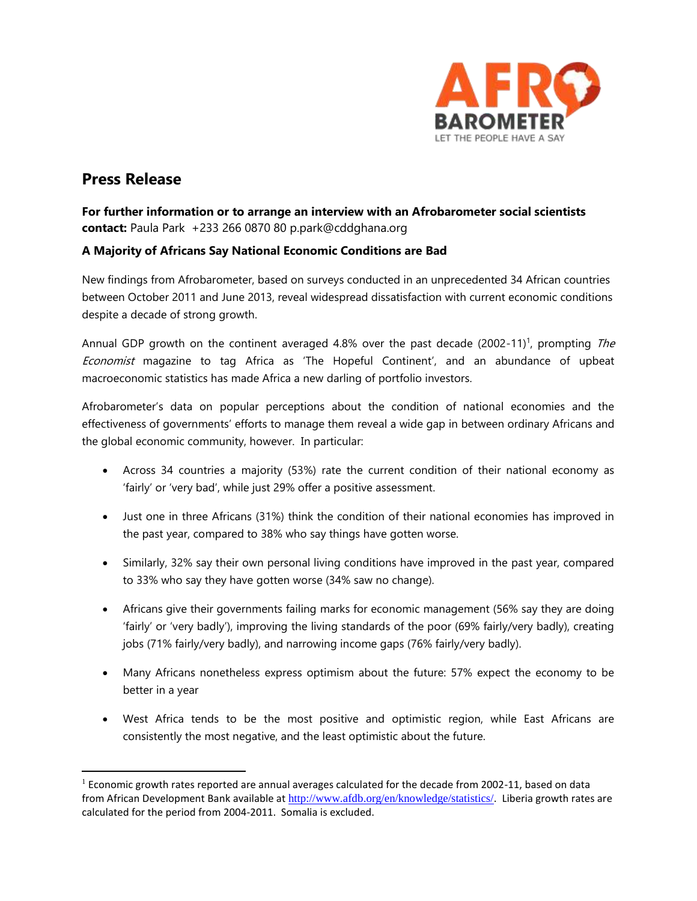AFRO BAROMETER
LET THE PEOPLE HAVE A SAY

## Press Release

**For further information or to arrange an interview with an Afrobarometer social scientists contact:** Paula Park +233 266 0870 80 p.park@cddghana.org

**A Majority of Africans Say National Economic Conditions are Bad**

New findings from Afrobarometer, based on surveys conducted in an unprecedented 34 African countries between October 2011 and June 2013, reveal widespread dissatisfaction with current economic conditions despite a decade of strong growth.

Annual GDP growth on the continent averaged 4.8% over the past decade (2002-11)[1], prompting *The Economist* magazine to tag Africa as 'The Hopeful Continent', and an abundance of upbeat macroeconomic statistics has made Africa a new darling of portfolio investors.

Afrobarometer's data on popular perceptions about the condition of national economies and the effectiveness of governments' efforts to manage them reveal a wide gap in between ordinary Africans and the global economic community, however. In particular:

- Across 34 countries a majority (53%) rate the current condition of their national economy as 'fairly' or 'very bad', while just 29% offer a positive assessment.
- Just one in three Africans (31%) think the condition of their national economies has improved in the past year, compared to 38% who say things have gotten worse.
- Similarly, 32% say their own personal living conditions have improved in the past year, compared to 33% who say they have gotten worse (34% saw no change).
- Africans give their governments failing marks for economic management (56% say they are doing 'fairly' or 'very badly'), improving the living standards of the poor (69% fairly/very badly), creating jobs (71% fairly/very badly), and narrowing income gaps (76% fairly/very badly).
- Many Africans nonetheless express optimism about the future: 57% expect the economy to be better in a year
- West Africa tends to be the most positive and optimistic region, while East Africans are consistently the most negative, and the least optimistic about the future.

[1] Economic growth rates reported are annual averages calculated for the decade from 2002-11, based on data from African Development Bank available at http://www.afdb.org/en/knowledge/statistics/. Liberia growth rates are calculated for the period from 2004-2011. Somalia is excluded.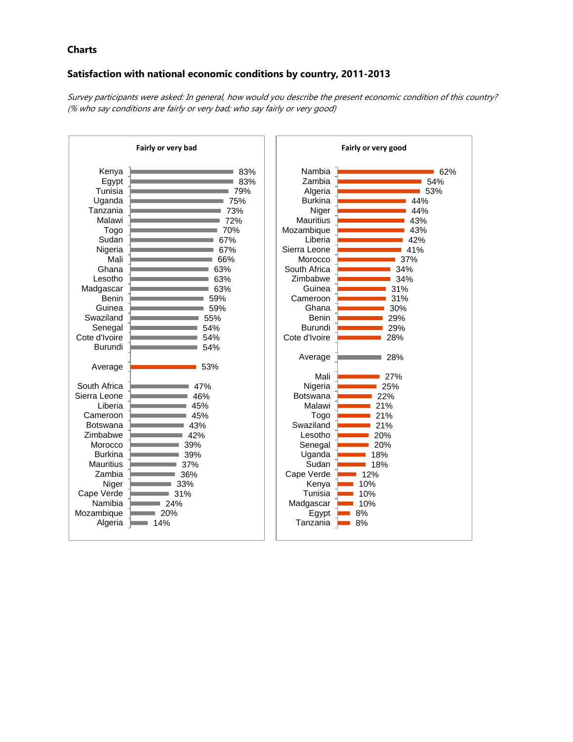## Charts

### Satisfaction with national economic conditions by country, 2011-2013

*Survey participants were asked: In general, how would you describe the present economic condition of this country? (% who say conditions are fairly or very bad; who say fairly or very good)*

**Fairly or very bad**

| Country | % |
|---|---|
| Kenya | 83% |
| Egypt | 83% |
| Tunisia | 79% |
| Uganda | 75% |
| Tanzania | 73% |
| Malawi | 72% |
| Togo | 70% |
| Sudan | 67% |
| Nigeria | 67% |
| Mali | 66% |
| Ghana | 63% |
| Lesotho | 63% |
| Madgascar | 63% |
| Benin | 59% |
| Guinea | 59% |
| Swaziland | 55% |
| Senegal | 54% |
| Cote d'Ivoire | 54% |
| Burundi | 54% |
| Average | 53% |
| South Africa | 47% |
| Sierra Leone | 46% |
| Liberia | 45% |
| Cameroon | 45% |
| Botswana | 43% |
| Zimbabwe | 42% |
| Morocco | 39% |
| Burkina | 39% |
| Mauritius | 37% |
| Zambia | 36% |
| Niger | 33% |
| Cape Verde | 31% |
| Namibia | 24% |
| Mozambique | 20% |
| Algeria | 14% |

**Fairly or very good**

| Country | % |
|---|---|
| Nambia | 62% |
| Zambia | 54% |
| Algeria | 53% |
| Burkina | 44% |
| Niger | 44% |
| Mauritius | 43% |
| Mozambique | 43% |
| Liberia | 42% |
| Sierra Leone | 41% |
| Morocco | 37% |
| South Africa | 34% |
| Zimbabwe | 34% |
| Guinea | 31% |
| Cameroon | 31% |
| Ghana | 30% |
| Benin | 29% |
| Burundi | 29% |
| Cote d'Ivoire | 28% |
| Average | 28% |
| Mali | 27% |
| Nigeria | 25% |
| Botswana | 22% |
| Malawi | 21% |
| Togo | 21% |
| Swaziland | 21% |
| Lesotho | 20% |
| Senegal | 20% |
| Uganda | 18% |
| Sudan | 18% |
| Cape Verde | 12% |
| Kenya | 10% |
| Tunisia | 10% |
| Madgascar | 10% |
| Egypt | 8% |
| Tanzania | 8% |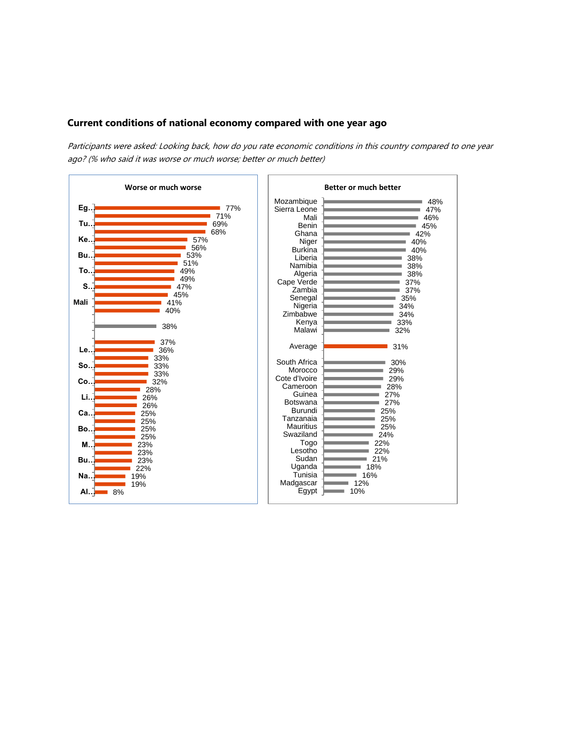### Current conditions of national economy compared with one year ago

*Participants were asked: Looking back, how do you rate economic conditions in this country compared to one year ago? (% who said it was worse or much worse; better or much better)*

**Worse or much worse**

| Country | % |
|---|---|
| Eg... | 77% |
| | 71% |
| Tu... | 69% |
| | 68% |
| Ke... | 57% |
| | 56% |
| Bu... | 53% |
| | 51% |
| To... | 49% |
| | 49% |
| S... | 47% |
| | 45% |
| Mali | 41% |
| | 40% |
| | 38% |
| | 37% |
| Le... | 36% |
| | 33% |
| So... | 33% |
| | 33% |
| Co... | 32% |
| | 28% |
| Li... | 26% |
| | 26% |
| Ca... | 25% |
| | 25% |
| Bo... | 25% |
| | 25% |
| M... | 23% |
| | 23% |
| Bu... | 23% |
| | 22% |
| Na... | 19% |
| | 19% |
| Al... | 8% |

**Better or much better**

| Country | % |
|---|---|
| Mozambique | 48% |
| Sierra Leone | 47% |
| Mali | 46% |
| Benin | 45% |
| Ghana | 42% |
| Niger | 40% |
| Burkina | 40% |
| Liberia | 38% |
| Namibia | 38% |
| Algeria | 38% |
| Cape Verde | 37% |
| Zambia | 37% |
| Senegal | 35% |
| Nigeria | 34% |
| Zimbabwe | 34% |
| Kenya | 33% |
| Malawi | 32% |
| Average | 31% |
| South Africa | 30% |
| Morocco | 29% |
| Cote d'Ivoire | 29% |
| Cameroon | 28% |
| Guinea | 27% |
| Botswana | 27% |
| Burundi | 25% |
| Tanzanaia | 25% |
| Mauritius | 25% |
| Swaziland | 24% |
| Togo | 22% |
| Lesotho | 22% |
| Sudan | 21% |
| Uganda | 18% |
| Tunisia | 16% |
| Madgascar | 12% |
| Egypt | 10% |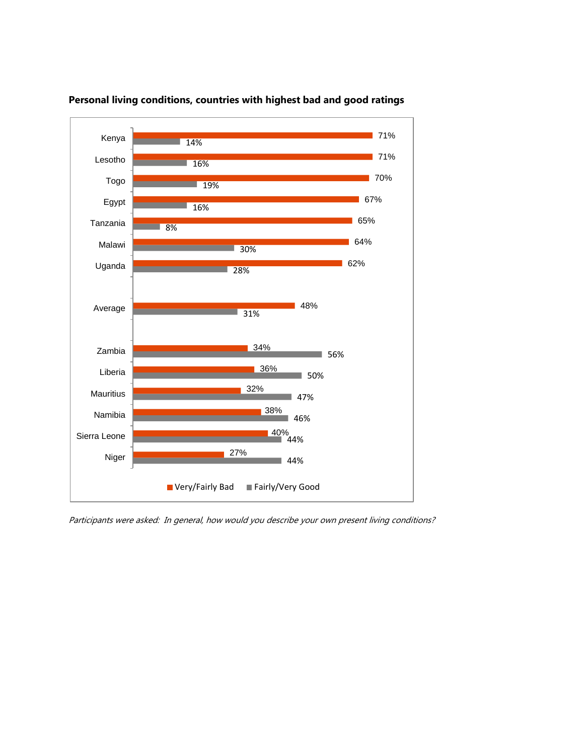**Personal living conditions, countries with highest bad and good ratings**

| Country | Very/Fairly Bad | Fairly/Very Good |
|---|---|---|
| Kenya | 71% | 14% |
| Lesotho | 71% | 16% |
| Togo | 70% | 19% |
| Egypt | 67% | 16% |
| Tanzania | 65% | 8% |
| Malawi | 64% | 30% |
| Uganda | 62% | 28% |
| Average | 48% | 31% |
| Zambia | 34% | 56% |
| Liberia | 36% | 50% |
| Mauritius | 32% | 47% |
| Namibia | 38% | 46% |
| Sierra Leone | 40% | 44% |
| Niger | 27% | 44% |

*Participants were asked: In general, how would you describe your own present living conditions?*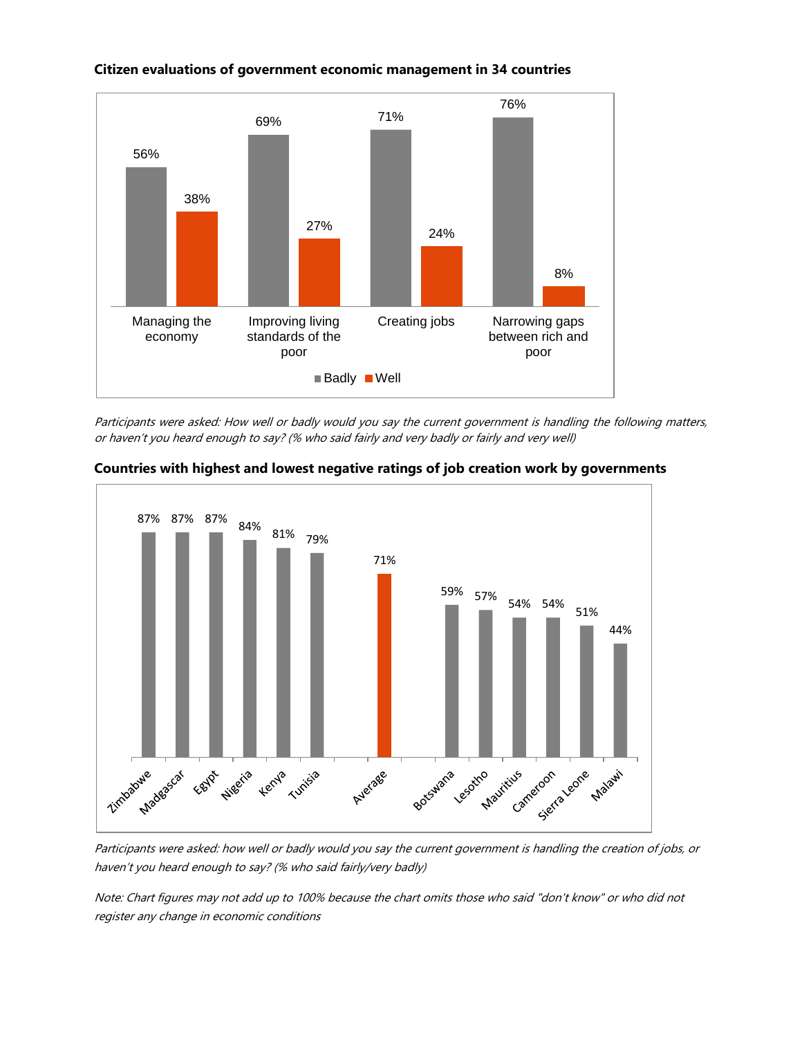**Citizen evaluations of government economic management in 34 countries**

| | Badly | Well |
|---|---|---|
| Managing the economy | 56% | 38% |
| Improving living standards of the poor | 69% | 27% |
| Creating jobs | 71% | 24% |
| Narrowing gaps between rich and poor | 76% | 8% |

*Participants were asked: How well or badly would you say the current government is handling the following matters, or haven't you heard enough to say? (% who said fairly and very badly or fairly and very well)*

**Countries with highest and lowest negative ratings of job creation work by governments**

| Country | Badly |
|---|---|
| Zimbabwe | 87% |
| Madgascar | 87% |
| Egypt | 87% |
| Nigeria | 84% |
| Kenya | 81% |
| Tunisia | 79% |
| Average | 71% |
| Botswana | 59% |
| Lesotho | 57% |
| Mauritius | 54% |
| Cameroon | 54% |
| Sierra Leone | 51% |
| Malawi | 44% |

*Participants were asked: how well or badly would you say the current government is handling the creation of jobs, or haven't you heard enough to say? (% who said fairly/very badly)*

*Note: Chart figures may not add up to 100% because the chart omits those who said "don't know" or who did not register any change in economic conditions*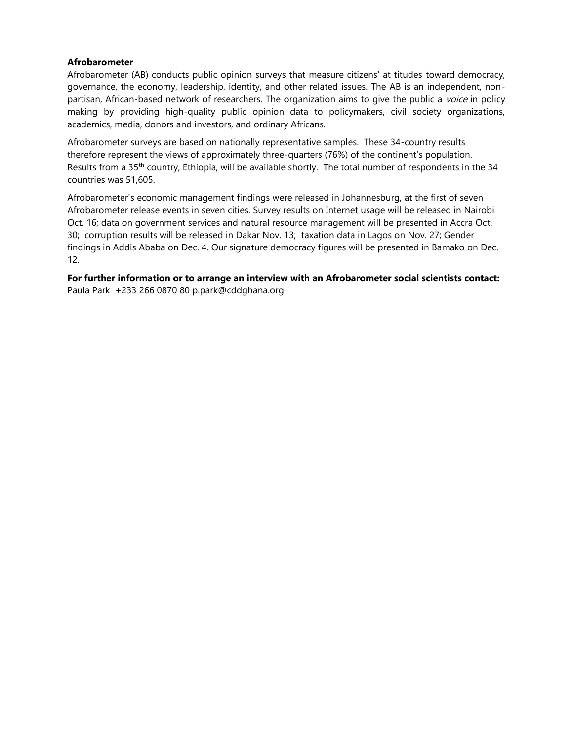**Afrobarometer**

Afrobarometer (AB) conducts public opinion surveys that measure citizens' at titudes toward democracy, governance, the economy, leadership, identity, and other related issues. The AB is an independent, non-partisan, African-based network of researchers. The organization aims to give the public a *voice* in policy making by providing high-quality public opinion data to policymakers, civil society organizations, academics, media, donors and investors, and ordinary Africans.

Afrobarometer surveys are based on nationally representative samples. These 34-country results therefore represent the views of approximately three-quarters (76%) of the continent's population. Results from a 35th country, Ethiopia, will be available shortly. The total number of respondents in the 34 countries was 51,605.

Afrobarometer's economic management findings were released in Johannesburg, at the first of seven Afrobarometer release events in seven cities. Survey results on Internet usage will be released in Nairobi Oct. 16; data on government services and natural resource management will be presented in Accra Oct. 30; corruption results will be released in Dakar Nov. 13; taxation data in Lagos on Nov. 27; Gender findings in Addis Ababa on Dec. 4. Our signature democracy figures will be presented in Bamako on Dec. 12.

**For further information or to arrange an interview with an Afrobarometer social scientists contact:**
Paula Park +233 266 0870 80 p.park@cddghana.org